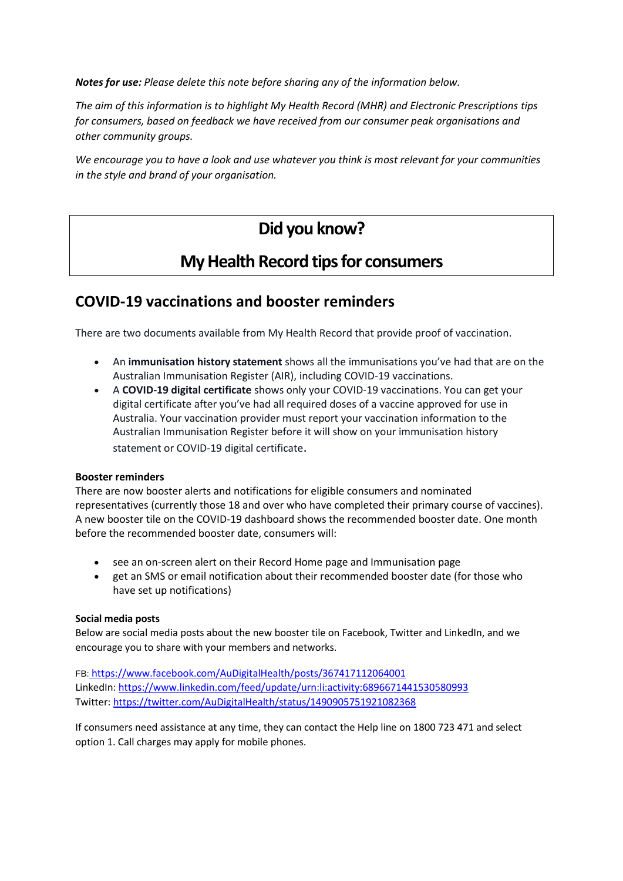***Notes for use:*** *Please delete this note before sharing any of the information below.*

*The aim of this information is to highlight My Health Record (MHR) and Electronic Prescriptions tips for consumers, based on feedback we have received from our consumer peak organisations and other community groups.*

*We encourage you to have a look and use whatever you think is most relevant for your communities in the style and brand of your organisation.*

# Did you know?

# My Health Record tips for consumers

## COVID-19 vaccinations and booster reminders

There are two documents available from My Health Record that provide proof of vaccination.

- An **immunisation history statement** shows all the immunisations you've had that are on the Australian Immunisation Register (AIR), including COVID-19 vaccinations.
- A **COVID-19 digital certificate** shows only your COVID-19 vaccinations. You can get your digital certificate after you've had all required doses of a vaccine approved for use in Australia. Your vaccination provider must report your vaccination information to the Australian Immunisation Register before it will show on your immunisation history statement or COVID-19 digital certificate.

**Booster reminders**

There are now booster alerts and notifications for eligible consumers and nominated representatives (currently those 18 and over who have completed their primary course of vaccines). A new booster tile on the COVID-19 dashboard shows the recommended booster date. One month before the recommended booster date, consumers will:

- see an on-screen alert on their Record Home page and Immunisation page
- get an SMS or email notification about their recommended booster date (for those who have set up notifications)

**Social media posts**

Below are social media posts about the new booster tile on Facebook, Twitter and LinkedIn, and we encourage you to share with your members and networks.

FB: https://www.facebook.com/AuDigitalHealth/posts/367417112064001
LinkedIn: https://www.linkedin.com/feed/update/urn:li:activity:6896671441530580993
Twitter: https://twitter.com/AuDigitalHealth/status/1490905751921082368

If consumers need assistance at any time, they can contact the Help line on 1800 723 471 and select option 1. Call charges may apply for mobile phones.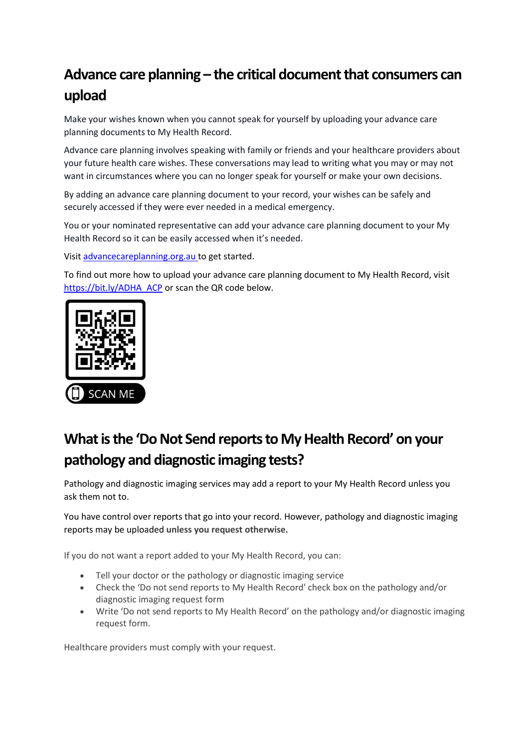## Advance care planning – the critical document that consumers can upload

Make your wishes known when you cannot speak for yourself by uploading your advance care planning documents to My Health Record.

Advance care planning involves speaking with family or friends and your healthcare providers about your future health care wishes. These conversations may lead to writing what you may or may not want in circumstances where you can no longer speak for yourself or make your own decisions.

By adding an advance care planning document to your record, your wishes can be safely and securely accessed if they were ever needed in a medical emergency.

You or your nominated representative can add your advance care planning document to your My Health Record so it can be easily accessed when it's needed.

Visit [advancecareplanning.org.au](advancecareplanning.org.au) to get started.

To find out more how to upload your advance care planning document to My Health Record, visit [https://bit.ly/ADHA_ACP](https://bit.ly/ADHA_ACP) or scan the QR code below.

SCAN ME

## What is the 'Do Not Send reports to My Health Record' on your pathology and diagnostic imaging tests?

Pathology and diagnostic imaging services may add a report to your My Health Record unless you ask them not to.

You have control over reports that go into your record. However, pathology and diagnostic imaging reports may be uploaded **unless you request otherwise.**

If you do not want a report added to your My Health Record, you can:

- Tell your doctor or the pathology or diagnostic imaging service
- Check the 'Do not send reports to My Health Record' check box on the pathology and/or diagnostic imaging request form
- Write 'Do not send reports to My Health Record' on the pathology and/or diagnostic imaging request form.

Healthcare providers must comply with your request.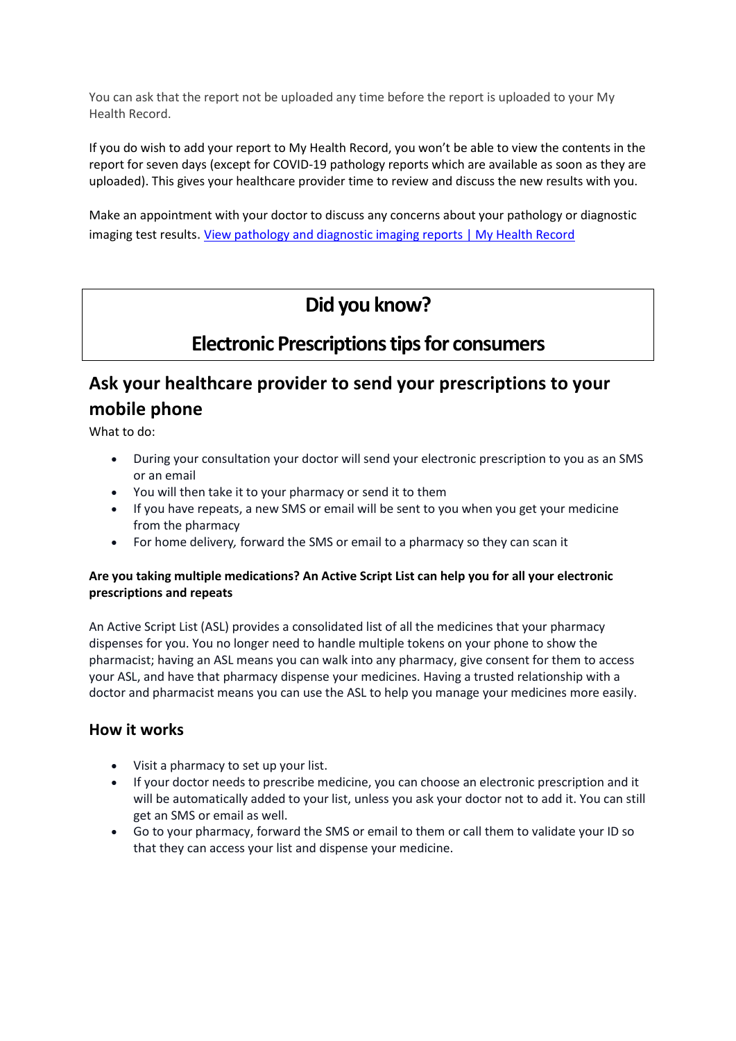You can ask that the report not be uploaded any time before the report is uploaded to your My Health Record.

If you do wish to add your report to My Health Record, you won't be able to view the contents in the report for seven days (except for COVID-19 pathology reports which are available as soon as they are uploaded). This gives your healthcare provider time to review and discuss the new results with you.

Make an appointment with your doctor to discuss any concerns about your pathology or diagnostic imaging test results. [View pathology and diagnostic imaging reports | My Health Record]

# Did you know?

# Electronic Prescriptions tips for consumers

## Ask your healthcare provider to send your prescriptions to your mobile phone

What to do:

- During your consultation your doctor will send your electronic prescription to you as an SMS or an email
- You will then take it to your pharmacy or send it to them
- If you have repeats, a new SMS or email will be sent to you when you get your medicine from the pharmacy
- For home delivery*,* forward the SMS or email to a pharmacy so they can scan it

**Are you taking multiple medications? An Active Script List can help you for all your electronic prescriptions and repeats**

An Active Script List (ASL) provides a consolidated list of all the medicines that your pharmacy dispenses for you. You no longer need to handle multiple tokens on your phone to show the pharmacist; having an ASL means you can walk into any pharmacy, give consent for them to access your ASL, and have that pharmacy dispense your medicines. Having a trusted relationship with a doctor and pharmacist means you can use the ASL to help you manage your medicines more easily.

## How it works

- Visit a pharmacy to set up your list.
- If your doctor needs to prescribe medicine, you can choose an electronic prescription and it will be automatically added to your list, unless you ask your doctor not to add it. You can still get an SMS or email as well.
- Go to your pharmacy, forward the SMS or email to them or call them to validate your ID so that they can access your list and dispense your medicine.